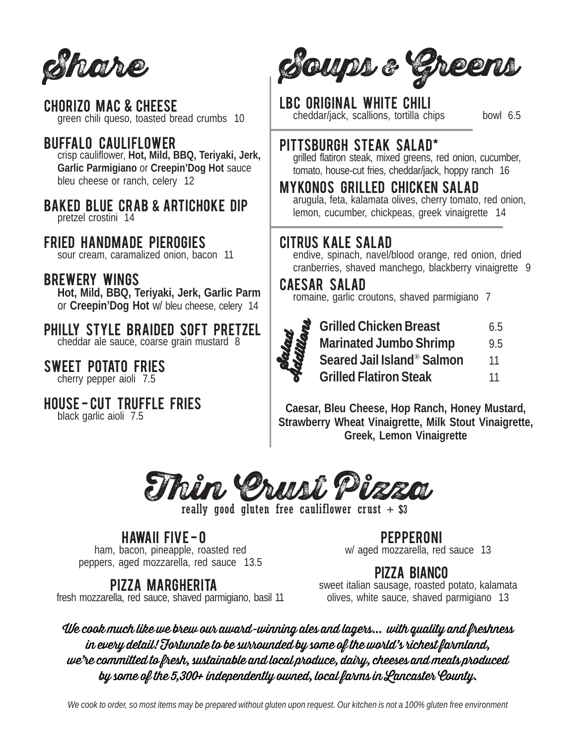# Share

### CHORIZO MAC & CHEESE
green chili queso, toasted bread crumbs 10

### BUFFALO CAULIFLOWER
crisp cauliflower, **Hot, Mild, BBQ, Teriyaki, Jerk, Garlic Parmigiano** or **Creepin'Dog Hot** sauce bleu cheese or ranch, celery 12

### BAKED BLUE CRAB & ARTICHOKE DIP
pretzel crostini 14

### FRIED HANDMADE PIEROGIES
sour cream, caramalized onion, bacon 11

### BREWERY WINGS
**Hot, Mild, BBQ, Teriyaki, Jerk, Garlic Parm** or **Creepin'Dog Hot** w/ bleu cheese, celery 14

### PHILLY STYLE BRAIDED SOFT PRETZEL
cheddar ale sauce, coarse grain mustard 8

### SWEET POTATO FRIES
cherry pepper aioli 7.5

### HOUSE-CUT TRUFFLE FRIES
black garlic aioli 7.5

# Soups & Greens

### LBC ORIGINAL WHITE CHILI
cheddar/jack, scallions, tortilla chips bowl 6.5

### PITTSBURGH STEAK SALAD*
grilled flatiron steak, mixed greens, red onion, cucumber, tomato, house-cut fries, cheddar/jack, hoppy ranch 16

### MYKONOS GRILLED CHICKEN SALAD
arugula, feta, kalamata olives, cherry tomato, red onion, lemon, cucumber, chickpeas, greek vinaigrette 14

### CITRUS KALE SALAD
endive, spinach, navel/blood orange, red onion, dried cranberries, shaved manchego, blackberry vinaigrette 9

### CAESAR SALAD
romaine, garlic croutons, shaved parmigiano 7

**Salad Additions**

| | |
|---|---|
| **Grilled Chicken Breast** | 6.5 |
| **Marinated Jumbo Shrimp** | 9.5 |
| **Seared Jail Island® Salmon** | 11 |
| **Grilled Flatiron Steak** | 11 |

**Caesar, Bleu Cheese, Hop Ranch, Honey Mustard, Strawberry Wheat Vinaigrette, Milk Stout Vinaigrette, Greek, Lemon Vinaigrette**

# Thin Crust Pizza

really good gluten free cauliflower crust + $3

### HAWAII FIVE-O
ham, bacon, pineapple, roasted red peppers, aged mozzarella, red sauce 13.5

### PIZZA MARGHERITA
fresh mozzarella, red sauce, shaved parmigiano, basil 11

### PEPPERONI
w/ aged mozzarella, red sauce 13

### PIZZA BIANCO
sweet italian sausage, roasted potato, kalamata olives, white sauce, shaved parmigiano 13

*We cook much like we brew our award-winning ales and lagers... with quality and freshness in every detail! Fortunate to be surrounded by some of the world's richest farmland, we're committed to fresh, sustainable and local produce, dairy, cheeses and meats produced by some of the 5,300+ independently owned, local farms in Lancaster County.*

*We cook to order, so most items may be prepared without gluten upon request. Our kitchen is not a 100% gluten free environment*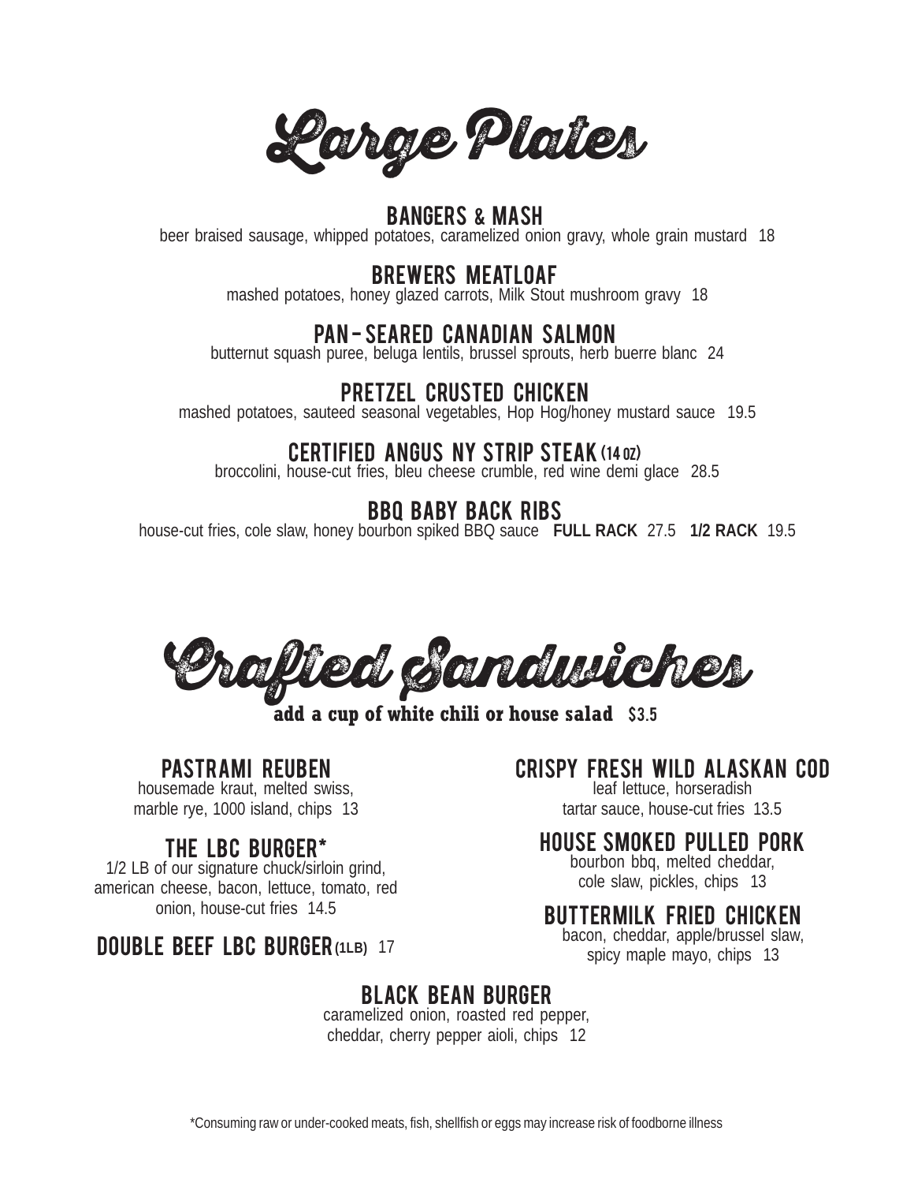# Large Plates

### BANGERS & MASH
beer braised sausage, whipped potatoes, caramelized onion gravy, whole grain mustard 18

### BREWERS MEATLOAF
mashed potatoes, honey glazed carrots, Milk Stout mushroom gravy 18

### PAN-SEARED CANADIAN SALMON
butternut squash puree, beluga lentils, brussel sprouts, herb buerre blanc 24

### PRETZEL CRUSTED CHICKEN
mashed potatoes, sauteed seasonal vegetables, Hop Hog/honey mustard sauce 19.5

### CERTIFIED ANGUS NY STRIP STEAK (14 OZ)
broccolini, house-cut fries, bleu cheese crumble, red wine demi glace 28.5

### BBQ BABY BACK RIBS
house-cut fries, cole slaw, honey bourbon spiked BBQ sauce **FULL RACK** 27.5 **1/2 RACK** 19.5

# Crafted Sandwiches

**add a cup of white chili or house salad** $3.5

### PASTRAMI REUBEN
housemade kraut, melted swiss, marble rye, 1000 island, chips 13

### THE LBC BURGER*
1/2 LB of our signature chuck/sirloin grind, american cheese, bacon, lettuce, tomato, red onion, house-cut fries 14.5

### DOUBLE BEEF LBC BURGER (1LB) 17

### CRISPY FRESH WILD ALASKAN COD
leaf lettuce, horseradish tartar sauce, house-cut fries 13.5

### HOUSE SMOKED PULLED PORK
bourbon bbq, melted cheddar, cole slaw, pickles, chips 13

### BUTTERMILK FRIED CHICKEN
bacon, cheddar, apple/brussel slaw, spicy maple mayo, chips 13

### BLACK BEAN BURGER
caramelized onion, roasted red pepper, cheddar, cherry pepper aioli, chips 12

*Consuming raw or under-cooked meats, fish, shellfish or eggs may increase risk of foodborne illness